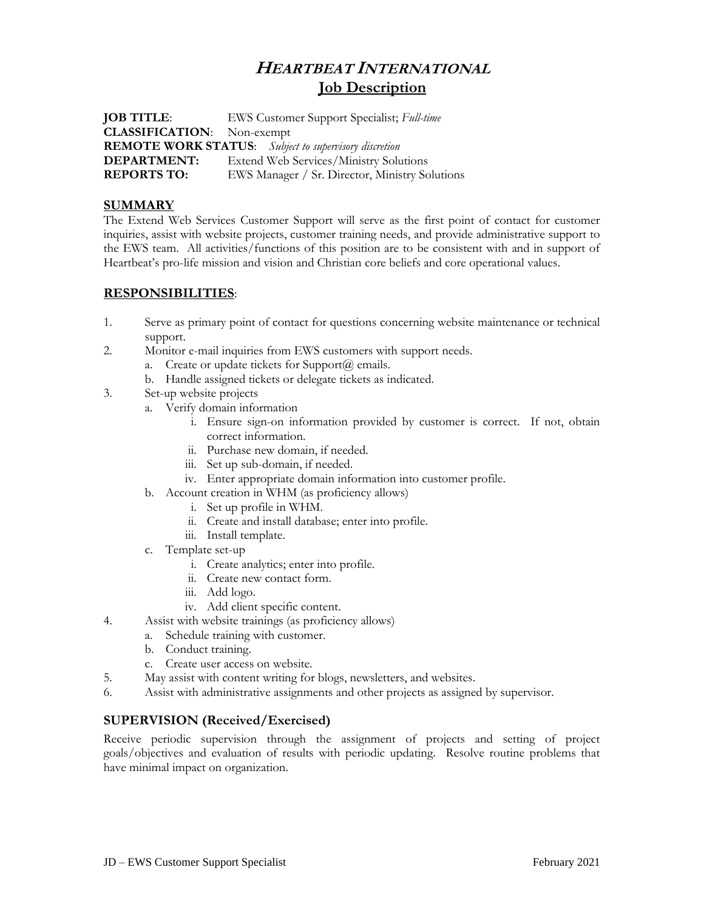# *HEARTBEAT INTERNATIONAL*
## Job Description

**JOB TITLE**: EWS Customer Support Specialist; *Full-time*
**CLASSIFICATION**: Non-exempt
**REMOTE WORK STATUS**: *Subject to supervisory discretion*
**DEPARTMENT:** Extend Web Services/Ministry Solutions
**REPORTS TO:** EWS Manager / Sr. Director, Ministry Solutions

### SUMMARY

The Extend Web Services Customer Support will serve as the first point of contact for customer inquiries, assist with website projects, customer training needs, and provide administrative support to the EWS team. All activities/functions of this position are to be consistent with and in support of Heartbeat's pro-life mission and vision and Christian core beliefs and core operational values.

### RESPONSIBILITIES:

1. Serve as primary point of contact for questions concerning website maintenance or technical support.
2. Monitor e-mail inquiries from EWS customers with support needs.
   a. Create or update tickets for Support@ emails.
   b. Handle assigned tickets or delegate tickets as indicated.
3. Set-up website projects
   a. Verify domain information
      i. Ensure sign-on information provided by customer is correct. If not, obtain correct information.
      ii. Purchase new domain, if needed.
      iii. Set up sub-domain, if needed.
      iv. Enter appropriate domain information into customer profile.
   b. Account creation in WHM (as proficiency allows)
      i. Set up profile in WHM.
      ii. Create and install database; enter into profile.
      iii. Install template.
   c. Template set-up
      i. Create analytics; enter into profile.
      ii. Create new contact form.
      iii. Add logo.
      iv. Add client specific content.
4. Assist with website trainings (as proficiency allows)
   a. Schedule training with customer.
   b. Conduct training.
   c. Create user access on website.
5. May assist with content writing for blogs, newsletters, and websites.
6. Assist with administrative assignments and other projects as assigned by supervisor.

### SUPERVISION (Received/Exercised)

Receive periodic supervision through the assignment of projects and setting of project goals/objectives and evaluation of results with periodic updating. Resolve routine problems that have minimal impact on organization.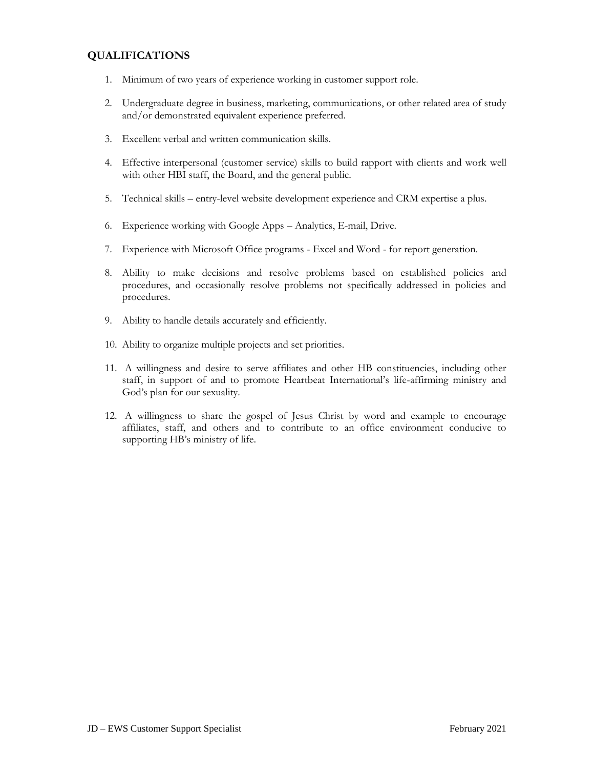## QUALIFICATIONS

1. Minimum of two years of experience working in customer support role.
2. Undergraduate degree in business, marketing, communications, or other related area of study and/or demonstrated equivalent experience preferred.
3. Excellent verbal and written communication skills.
4. Effective interpersonal (customer service) skills to build rapport with clients and work well with other HBI staff, the Board, and the general public.
5. Technical skills – entry-level website development experience and CRM expertise a plus.
6. Experience working with Google Apps – Analytics, E-mail, Drive.
7. Experience with Microsoft Office programs - Excel and Word - for report generation.
8. Ability to make decisions and resolve problems based on established policies and procedures, and occasionally resolve problems not specifically addressed in policies and procedures.
9. Ability to handle details accurately and efficiently.
10. Ability to organize multiple projects and set priorities.
11. A willingness and desire to serve affiliates and other HB constituencies, including other staff, in support of and to promote Heartbeat International's life-affirming ministry and God's plan for our sexuality.
12. A willingness to share the gospel of Jesus Christ by word and example to encourage affiliates, staff, and others and to contribute to an office environment conducive to supporting HB's ministry of life.